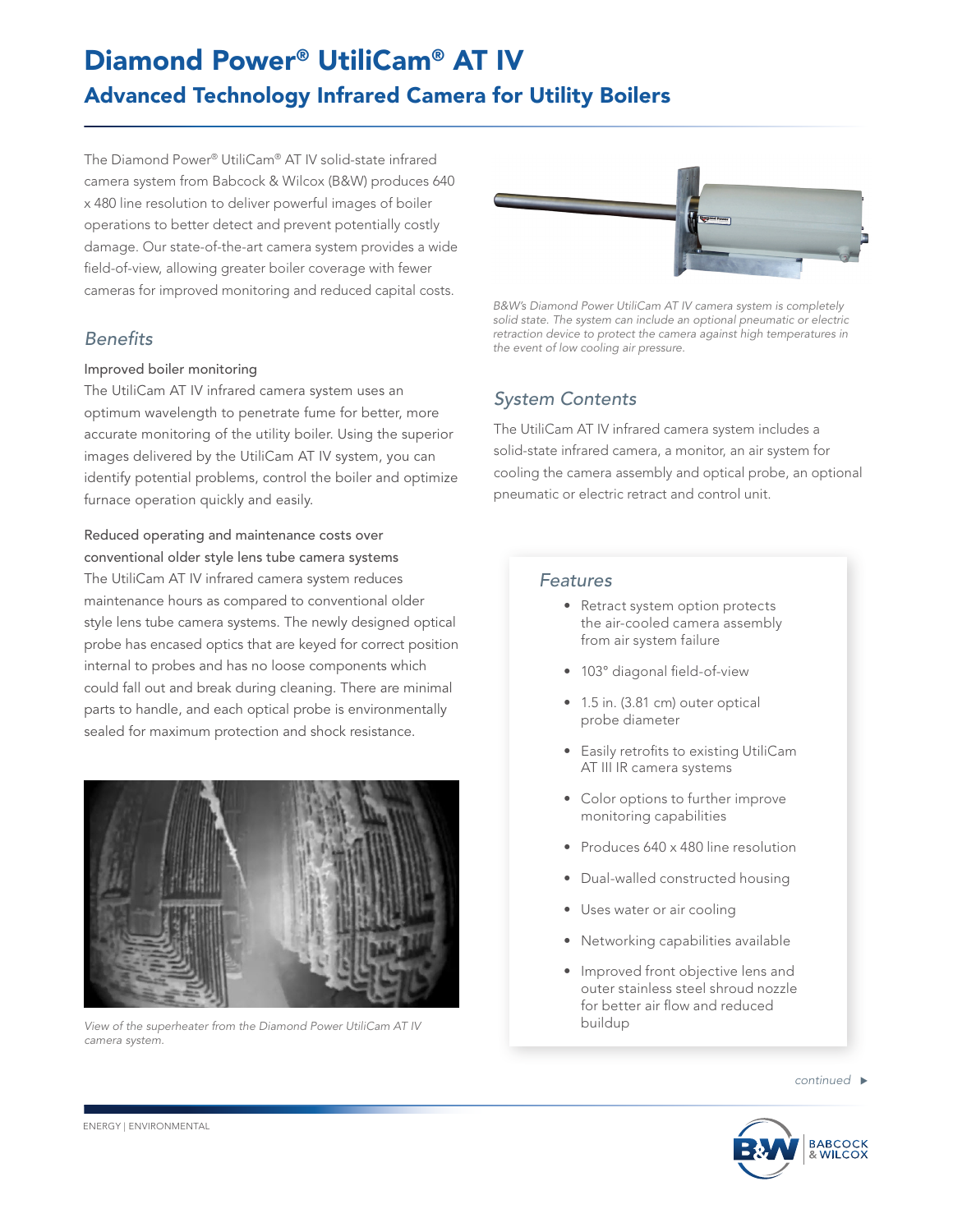# Diamond Power® UtiliCam® AT IV

## Advanced Technology Infrared Camera for Utility Boilers

The Diamond Power® UtiliCam® AT IV solid-state infrared camera system from Babcock & Wilcox (B&W) produces 640 x 480 line resolution to deliver powerful images of boiler operations to better detect and prevent potentially costly damage. Our state-of-the-art camera system provides a wide field-of-view, allowing greater boiler coverage with fewer cameras for improved monitoring and reduced capital costs.

### *Benefits*

Improved boiler monitoring

The UtiliCam AT IV infrared camera system uses an optimum wavelength to penetrate fume for better, more accurate monitoring of the utility boiler. Using the superior images delivered by the UtiliCam AT IV system, you can identify potential problems, control the boiler and optimize furnace operation quickly and easily.

Reduced operating and maintenance costs over conventional older style lens tube camera systems

The UtiliCam AT IV infrared camera system reduces maintenance hours as compared to conventional older style lens tube camera systems. The newly designed optical probe has encased optics that are keyed for correct position internal to probes and has no loose components which could fall out and break during cleaning. There are minimal parts to handle, and each optical probe is environmentally sealed for maximum protection and shock resistance.

*View of the superheater from the Diamond Power UtiliCam AT IV camera system.*

*B&W's Diamond Power UtiliCam AT IV camera system is completely solid state. The system can include an optional pneumatic or electric retraction device to protect the camera against high temperatures in the event of low cooling air pressure.*

### *System Contents*

The UtiliCam AT IV infrared camera system includes a solid-state infrared camera, a monitor, an air system for cooling the camera assembly and optical probe, an optional pneumatic or electric retract and control unit.

### *Features*

- Retract system option protects the air-cooled camera assembly from air system failure
- 103° diagonal field-of-view
- 1.5 in. (3.81 cm) outer optical probe diameter
- Easily retrofits to existing UtiliCam AT III IR camera systems
- Color options to further improve monitoring capabilities
- Produces 640 x 480 line resolution
- Dual-walled constructed housing
- Uses water or air cooling
- Networking capabilities available
- Improved front objective lens and outer stainless steel shroud nozzle for better air flow and reduced buildup

*continued* ▶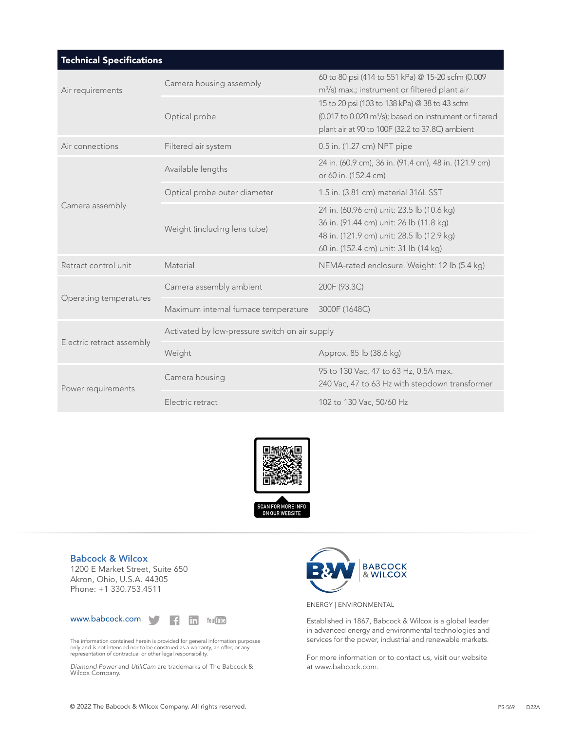## Technical Specifications

| | | |
|---|---|---|
| Air requirements | Camera housing assembly | 60 to 80 psi (414 to 551 kPa) @ 15-20 scfm (0.009 $m^3$/s) max.; instrument or filtered plant air |
| | Optical probe | 15 to 20 psi (103 to 138 kPa) @ 38 to 43 scfm (0.017 to 0.020 $m^3$/s); based on instrument or filtered plant air at 90 to 100F (32.2 to 37.8C) ambient |
| Air connections | Filtered air system | 0.5 in. (1.27 cm) NPT pipe |
| Camera assembly | Available lengths | 24 in. (60.9 cm), 36 in. (91.4 cm), 48 in. (121.9 cm) or 60 in. (152.4 cm) |
| | Optical probe outer diameter | 1.5 in. (3.81 cm) material 316L SST |
| | Weight (including lens tube) | 24 in. (60.96 cm) unit: 23.5 lb (10.6 kg)<br>36 in. (91.44 cm) unit: 26 lb (11.8 kg)<br>48 in. (121.9 cm) unit: 28.5 lb (12.9 kg)<br>60 in. (152.4 cm) unit: 31 lb (14 kg) |
| Retract control unit | Material | NEMA-rated enclosure. Weight: 12 lb (5.4 kg) |
| Operating temperatures | Camera assembly ambient | 200F (93.3C) |
| | Maximum internal furnace temperature | 3000F (1648C) |
| Electric retract assembly | Activated by low-pressure switch on air supply | |
| | Weight | Approx. 85 lb (38.6 kg) |
| Power requirements | Camera housing | 95 to 130 Vac, 47 to 63 Hz, 0.5A max.<br>240 Vac, 47 to 63 Hz with stepdown transformer |
| | Electric retract | 102 to 130 Vac, 50/60 Hz |

SCAN FOR MORE INFO ON OUR WEBSITE

**Babcock & Wilcox**
1200 E Market Street, Suite 650
Akron, Ohio, U.S.A. 44305
Phone: +1 330.753.4511

www.babcock.com

The information contained herein is provided for general information purposes only and is not intended nor to be construed as a warranty, an offer, or any representation of contractual or other legal responsibility.

*Diamond Power* and *UtiliCam* are trademarks of The Babcock & Wilcox Company.

BABCOCK & WILCOX

ENERGY | ENVIRONMENTAL

Established in 1867, Babcock & Wilcox is a global leader in advanced energy and environmental technologies and services for the power, industrial and renewable markets.

For more information or to contact us, visit our website at www.babcock.com.

© 2022 The Babcock & Wilcox Company. All rights reserved.

PS-569 D22A